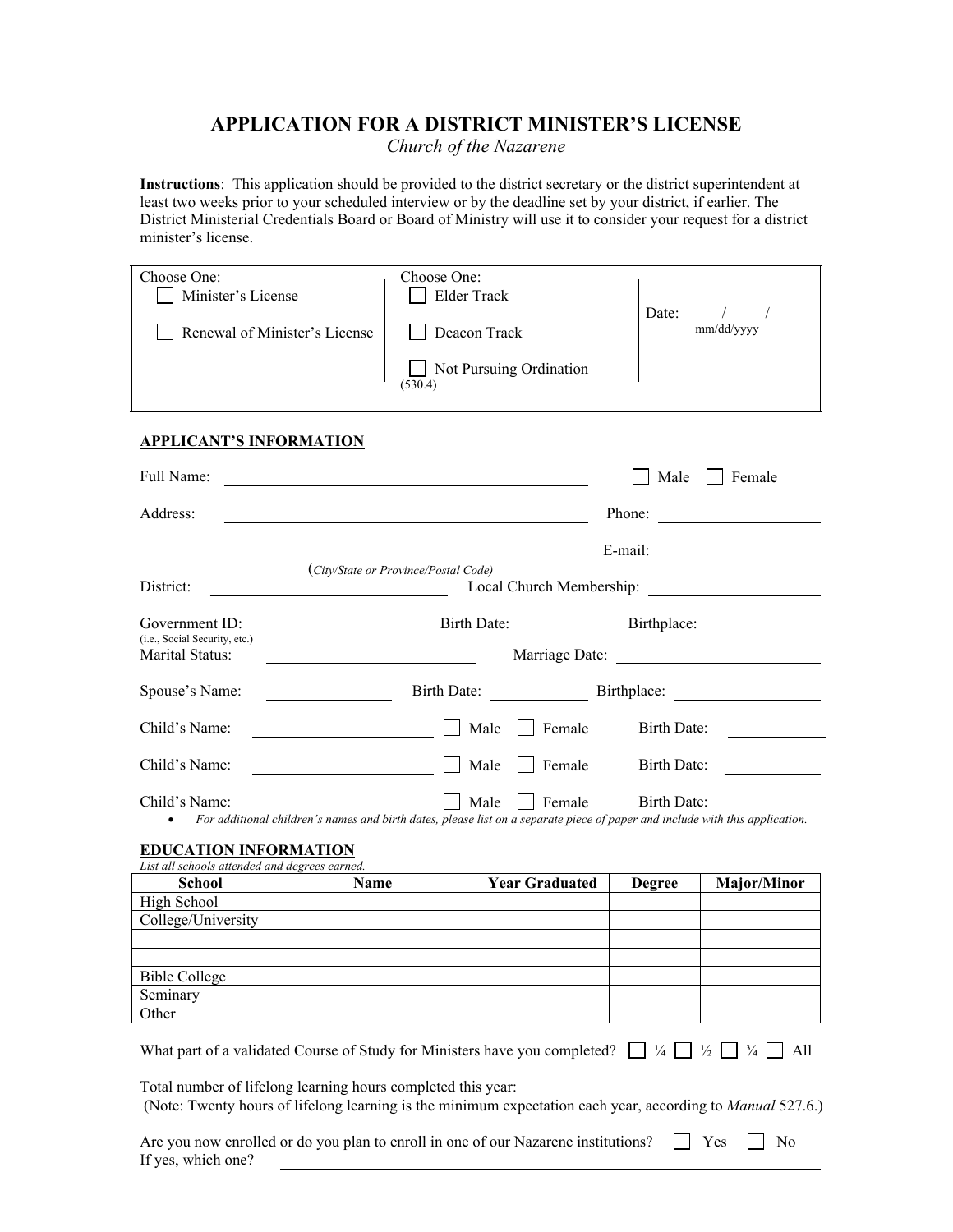# APPLICATION FOR A DISTRICT MINISTER'S LICENSE

*Church of the Nazarene*

**Instructions**: This application should be provided to the district secretary or the district superintendent at least two weeks prior to your scheduled interview or by the deadline set by your district, if earlier. The District Ministerial Credentials Board or Board of Ministry will use it to consider your request for a district minister's license.

| Choose One: | Choose One: | |
|---|---|---|
| ☐ Minister's License | ☐ Elder Track | Date: ___/___/___ (mm/dd/yyyy) |
| ☐ Renewal of Minister's License | ☐ Deacon Track | |
| | ☐ Not Pursuing Ordination (530.4) | |

## APPLICANT'S INFORMATION

Full Name: ______________________ ☐ Male ☐ Female

Address: ______________________ Phone: ______________

______________________ E-mail: ______________

(*City/State or Province/Postal Code*)

District: ______________ Local Church Membership: ______________

Government ID: ______________ Birth Date: ________ Birthplace: ______________
(i.e., Social Security, etc.)

Marital Status: ______________ Marriage Date: ______________

Spouse's Name: ______________ Birth Date: ________ Birthplace: ______________

Child's Name: ______________ ☐ Male ☐ Female Birth Date: ________

Child's Name: ______________ ☐ Male ☐ Female Birth Date: ________

Child's Name: ______________ ☐ Male ☐ Female Birth Date: ________

- *For additional children's names and birth dates, please list on a separate piece of paper and include with this application.*

## EDUCATION INFORMATION

*List all schools attended and degrees earned.*

| School | Name | Year Graduated | Degree | Major/Minor |
|---|---|---|---|---|
| High School | | | | |
| College/University | | | | |
| | | | | |
| | | | | |
| Bible College | | | | |
| Seminary | | | | |
| Other | | | | |

What part of a validated Course of Study for Ministers have you completed? ☐ ¼ ☐ ½ ☐ ¾ ☐ All

Total number of lifelong learning hours completed this year: ______________
(Note: Twenty hours of lifelong learning is the minimum expectation each year, according to *Manual* 527.6.)

Are you now enrolled or do you plan to enroll in one of our Nazarene institutions? ☐ Yes ☐ No
If yes, which one? ______________________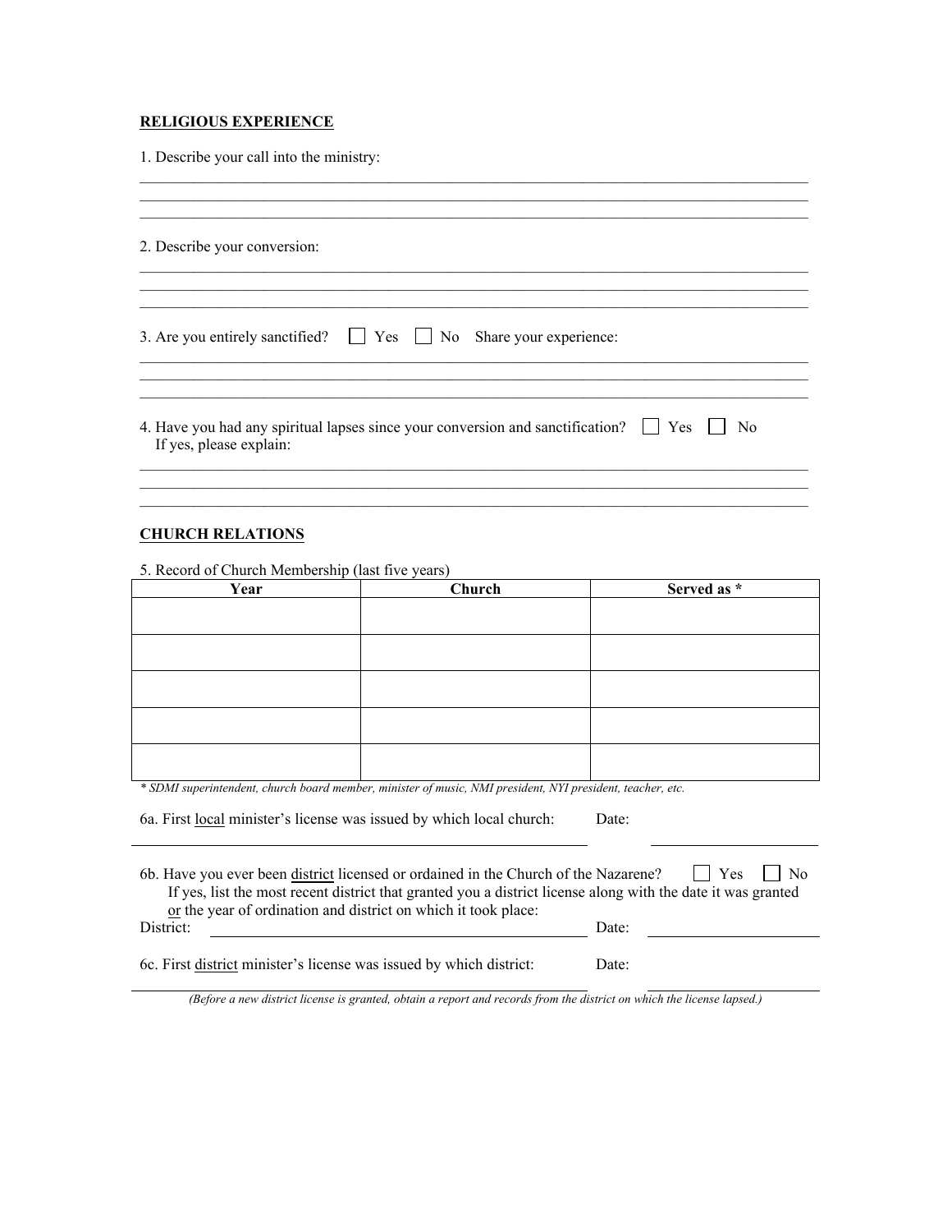**RELIGIOUS EXPERIENCE**

1. Describe your call into the ministry:

___

2. Describe your conversion:

___

3. Are you entirely sanctified? ☐ Yes ☐ No Share your experience:

___

4. Have you had any spiritual lapses since your conversion and sanctification? ☐ Yes ☐ No
   If yes, please explain:

___

**CHURCH RELATIONS**

5. Record of Church Membership (last five years)

| Year | Church | Served as * |
|---|---|---|
| | | |
| | | |
| | | |
| | | |
| | | |

*\* SDMI superintendent, church board member, minister of music, NMI president, NYI president, teacher, etc.*

6a. First <u>local</u> minister's license was issued by which local church: Date:

___

6b. Have you ever been <u>district</u> licensed or ordained in the Church of the Nazarene? ☐ Yes ☐ No
   If yes, list the most recent district that granted you a district license along with the date it was granted <u>or</u> the year of ordination and district on which it took place:

District: ______________________ Date: ______________

6c. First <u>district</u> minister's license was issued by which district: Date:

___

*(Before a new district license is granted, obtain a report and records from the district on which the license lapsed.)*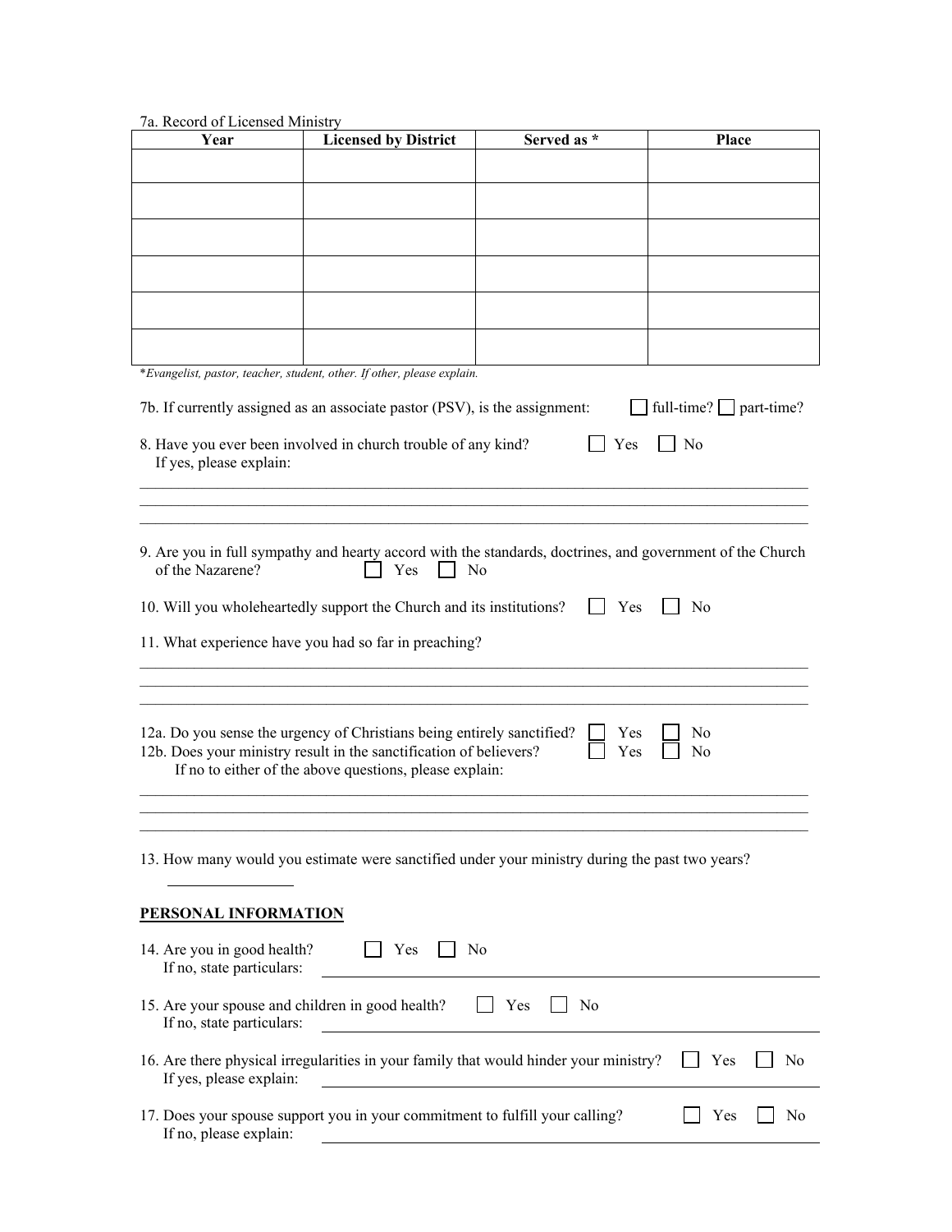7a. Record of Licensed Ministry

| Year | Licensed by District | Served as * | Place |
|---|---|---|---|
| | | | |
| | | | |
| | | | |
| | | | |
| | | | |
| | | | |

*\*Evangelist, pastor, teacher, student, other. If other, please explain.*

7b. If currently assigned as an associate pastor (PSV), is the assignment: ☐ full-time? ☐ part-time?

8. Have you ever been involved in church trouble of any kind? ☐ Yes ☐ No
   If yes, please explain:

______________________________________________________________________________
______________________________________________________________________________
______________________________________________________________________________

9. Are you in full sympathy and hearty accord with the standards, doctrines, and government of the Church of the Nazarene? ☐ Yes ☐ No

10. Will you wholeheartedly support the Church and its institutions? ☐ Yes ☐ No

11. What experience have you had so far in preaching?

______________________________________________________________________________
______________________________________________________________________________
______________________________________________________________________________

12a. Do you sense the urgency of Christians being entirely sanctified? ☐ Yes ☐ No
12b. Does your ministry result in the sanctification of believers? ☐ Yes ☐ No
   If no to either of the above questions, please explain:

______________________________________________________________________________
______________________________________________________________________________
______________________________________________________________________________

13. How many would you estimate were sanctified under your ministry during the past two years?

________________

## PERSONAL INFORMATION

14. Are you in good health? ☐ Yes ☐ No
   If no, state particulars: ______________________________________________

15. Are your spouse and children in good health? ☐ Yes ☐ No
   If no, state particulars: ______________________________________________

16. Are there physical irregularities in your family that would hinder your ministry? ☐ Yes ☐ No
   If yes, please explain: ______________________________________________

17. Does your spouse support you in your commitment to fulfill your calling? ☐ Yes ☐ No
   If no, please explain: ______________________________________________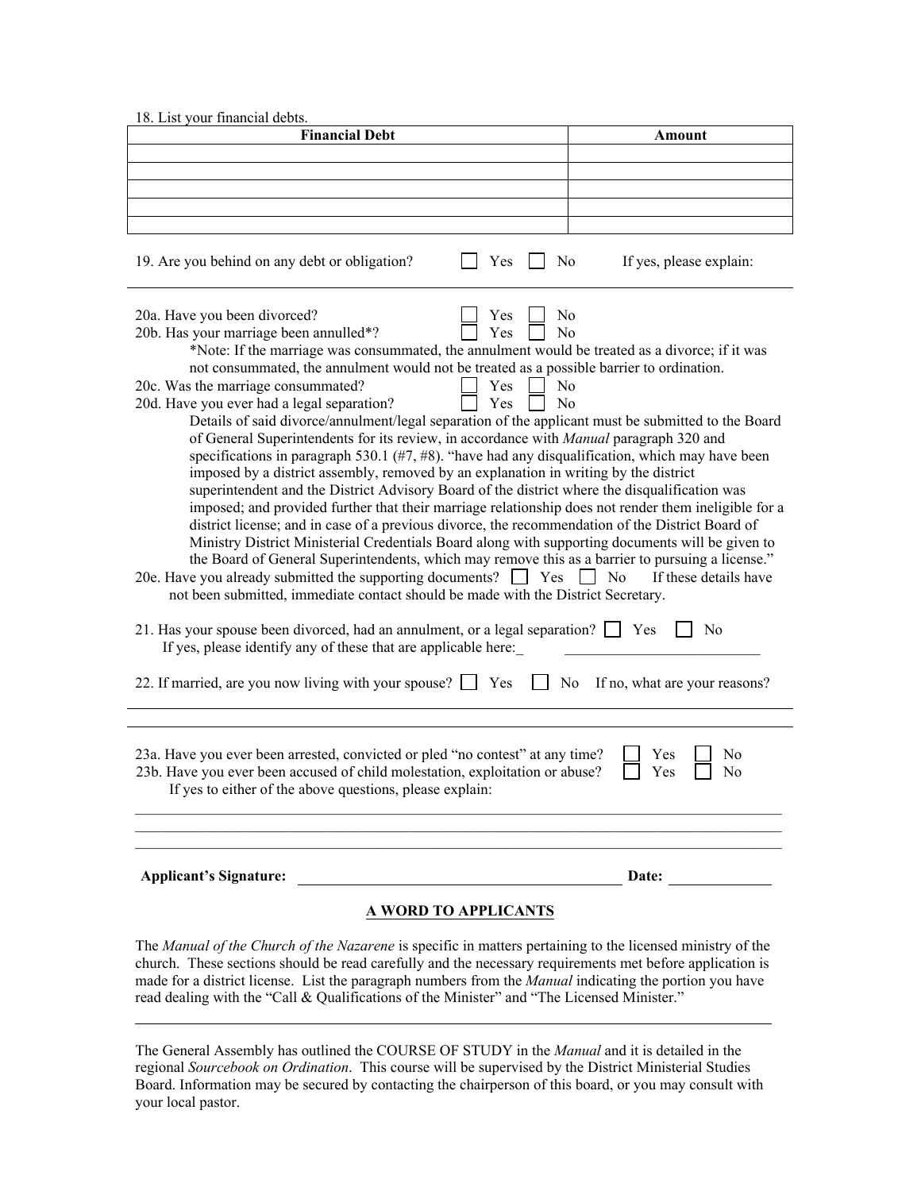18. List your financial debts.

| Financial Debt | Amount |
|---|---|
| | |
| | |
| | |
| | |
| | |

19. Are you behind on any debt or obligation? ☐ Yes ☐ No If yes, please explain:

---

20a. Have you been divorced? ☐ Yes ☐ No
20b. Has your marriage been annulled*? ☐ Yes ☐ No

*Note: If the marriage was consummated, the annulment would be treated as a divorce; if it was not consummated, the annulment would not be treated as a possible barrier to ordination.

20c. Was the marriage consummated? ☐ Yes ☐ No
20d. Have you ever had a legal separation? ☐ Yes ☐ No

Details of said divorce/annulment/legal separation of the applicant must be submitted to the Board of General Superintendents for its review, in accordance with *Manual* paragraph 320 and specifications in paragraph 530.1 (#7, #8). "have had any disqualification, which may have been imposed by a district assembly, removed by an explanation in writing by the district superintendent and the District Advisory Board of the district where the disqualification was imposed; and provided further that their marriage relationship does not render them ineligible for a district license; and in case of a previous divorce, the recommendation of the District Board of Ministry District Ministerial Credentials Board along with supporting documents will be given to the Board of General Superintendents, which may remove this as a barrier to pursuing a license."

20e. Have you already submitted the supporting documents? ☐ Yes ☐ No If these details have not been submitted, immediate contact should be made with the District Secretary.

21. Has your spouse been divorced, had an annulment, or a legal separation? ☐ Yes ☐ No
If yes, please identify any of these that are applicable here:_ ____________________________

22. If married, are you now living with your spouse? ☐ Yes ☐ No If no, what are your reasons?

---

---

23a. Have you ever been arrested, convicted or pled "no contest" at any time? ☐ Yes ☐ No
23b. Have you ever been accused of child molestation, exploitation or abuse? ☐ Yes ☐ No
If yes to either of the above questions, please explain:

_______________________________________________________________________________________
_______________________________________________________________________________________
_______________________________________________________________________________________

**Applicant's Signature:** ______________________________________________ **Date:** ______________

## A WORD TO APPLICANTS

The *Manual of the Church of the Nazarene* is specific in matters pertaining to the licensed ministry of the church. These sections should be read carefully and the necessary requirements met before application is made for a district license. List the paragraph numbers from the *Manual* indicating the portion you have read dealing with the "Call & Qualifications of the Minister" and "The Licensed Minister."

_______________________________________________________________________________________

The General Assembly has outlined the COURSE OF STUDY in the *Manual* and it is detailed in the regional *Sourcebook on Ordination*. This course will be supervised by the District Ministerial Studies Board. Information may be secured by contacting the chairperson of this board, or you may consult with your local pastor.